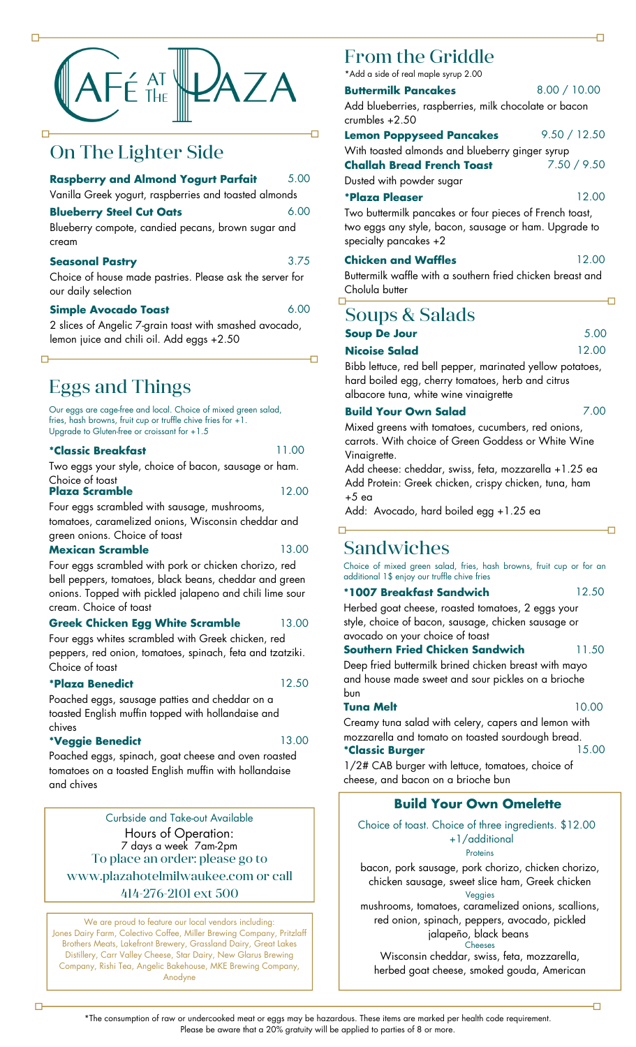# CAFÉ AT THE PLAZA

## On The Lighter Side

**Raspberry and Almond Yogurt Parfait** 5.00
Vanilla Greek yogurt, raspberries and toasted almonds

**Blueberry Steel Cut Oats** 6.00
Blueberry compote, candied pecans, brown sugar and cream

**Seasonal Pastry** 3.75
Choice of house made pastries. Please ask the server for our daily selection

**Simple Avocado Toast** 6.00
2 slices of Angelic 7-grain toast with smashed avocado, lemon juice and chili oil. Add eggs +2.50

## Eggs and Things

Our eggs are cage-free and local. Choice of mixed green salad, fries, hash browns, fruit cup or truffle chive fries for +1. Upgrade to Gluten-free or croissant for +1.5

**\*Classic Breakfast** 11.00
Two eggs your style, choice of bacon, sausage or ham. Choice of toast

**Plaza Scramble** 12.00
Four eggs scrambled with sausage, mushrooms, tomatoes, caramelized onions, Wisconsin cheddar and green onions. Choice of toast

**Mexican Scramble** 13.00
Four eggs scrambled with pork or chicken chorizo, red bell peppers, tomatoes, black beans, cheddar and green onions. Topped with pickled jalapeno and chili lime sour cream. Choice of toast

**Greek Chicken Egg White Scramble** 13.00
Four eggs whites scrambled with Greek chicken, red peppers, red onion, tomatoes, spinach, feta and tzatziki. Choice of toast

**\*Plaza Benedict** 12.50
Poached eggs, sausage patties and cheddar on a toasted English muffin topped with hollandaise and chives

**\*Veggie Benedict** 13.00
Poached eggs, spinach, goat cheese and oven roasted tomatoes on a toasted English muffin with hollandaise and chives

Curbside and Take-out Available
Hours of Operation:
7 days a week 7am-2pm
To place an order: please go to www.plazahotelmilwaukee.com or call 414-276-2101 ext 500

We are proud to feature our local vendors including: Jones Dairy Farm, Colectivo Coffee, Miller Brewing Company, Pritzlaff Brothers Meats, Lakefront Brewery, Grassland Dairy, Great Lakes Distillery, Carr Valley Cheese, Star Dairy, New Glarus Brewing Company, Rishi Tea, Angelic Bakehouse, MKE Brewing Company, Anodyne

## From the Griddle

\*Add a side of real maple syrup 2.00

**Buttermilk Pancakes** 8.00 / 10.00
Add blueberries, raspberries, milk chocolate or bacon crumbles +2.50

**Lemon Poppyseed Pancakes** 9.50 / 12.50
With toasted almonds and blueberry ginger syrup

**Challah Bread French Toast** 7.50 / 9.50
Dusted with powder sugar

**\*Plaza Pleaser** 12.00
Two buttermilk pancakes or four pieces of French toast, two eggs any style, bacon, sausage or ham. Upgrade to specialty pancakes +2

**Chicken and Waffles** 12.00
Buttermilk waffle with a southern fried chicken breast and Cholula butter

## Soups & Salads

**Soup De Jour** 5.00

**Nicoise Salad** 12.00
Bibb lettuce, red bell pepper, marinated yellow potatoes, hard boiled egg, cherry tomatoes, herb and citrus albacore tuna, white wine vinaigrette

**Build Your Own Salad** 7.00
Mixed greens with tomatoes, cucumbers, red onions, carrots. With choice of Green Goddess or White Wine Vinaigrette.
Add cheese: cheddar, swiss, feta, mozzarella +1.25 ea
Add Protein: Greek chicken, crispy chicken, tuna, ham +5 ea
Add: Avocado, hard boiled egg +1.25 ea

## Sandwiches

Choice of mixed green salad, fries, hash browns, fruit cup or for an additional 1$ enjoy our truffle chive fries

**\*1007 Breakfast Sandwich** 12.50
Herbed goat cheese, roasted tomatoes, 2 eggs your style, choice of bacon, sausage, chicken sausage or avocado on your choice of toast

**Southern Fried Chicken Sandwich** 11.50
Deep fried buttermilk brined chicken breast with mayo and house made sweet and sour pickles on a brioche bun

**Tuna Melt** 10.00
Creamy tuna salad with celery, capers and lemon with mozzarella and tomato on toasted sourdough bread.

**\*Classic Burger** 15.00
1/2# CAB burger with lettuce, tomatoes, choice of cheese, and bacon on a brioche bun

### Build Your Own Omelette

Choice of toast. Choice of three ingredients. $12.00 +1/additional

Proteins
bacon, pork sausage, pork chorizo, chicken chorizo, chicken sausage, sweet slice ham, Greek chicken

Veggies
mushrooms, tomatoes, caramelized onions, scallions, red onion, spinach, peppers, avocado, pickled jalapeño, black beans

Cheeses
Wisconsin cheddar, swiss, feta, mozzarella, herbed goat cheese, smoked gouda, American

\*The consumption of raw or undercooked meat or eggs may be hazardous. These items are marked per health code requirement.
Please be aware that a 20% gratuity will be applied to parties of 8 or more.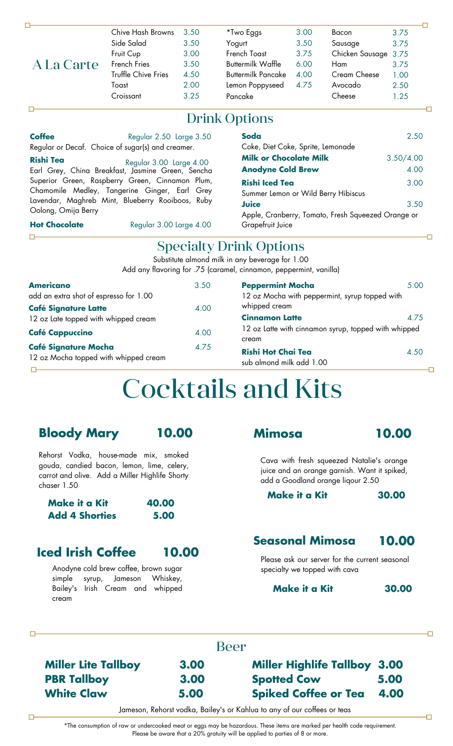## A La Carte

| | | | | | |
|---|---|---|---|---|---|
| Chive Hash Browns | 3.50 | *Two Eggs | 3.00 | Bacon | 3.75 |
| Side Salad | 3.50 | Yogurt | 3.50 | Sausage | 3.75 |
| Fruit Cup | 3.00 | French Toast | 3.75 | Chicken Sausage | 3.75 |
| French Fries | 3.50 | Buttermilk Waffle | 6.00 | Ham | 3.75 |
| Truffle Chive Fries | 4.50 | Buttermilk Pancake | 4.00 | Cream Cheese | 1.00 |
| Toast | 2.00 | Lemon Poppyseed Pancake | 4.75 | Avocado | 2.50 |
| Croissant | 3.25 | | | Cheese | 1.25 |

## Drink Options

**Coffee** Regular 2.50 Large 3.50
Regular or Decaf. Choice of sugar(s) and creamer.

**Rishi Tea** Regular 3.00 Large 4.00
Earl Grey, China Breakfast, Jasmine Green, Sencha Superior Green, Raspberry Green, Cinnamon Plum, Chamomile Medley, Tangerine Ginger, Earl Grey Lavendar, Maghreb Mint, Blueberry Rooiboos, Ruby Oolong, Omija Berry

**Hot Chocolate** Regular 3.00 Large 4.00

**Soda** 2.50
Coke, Diet Coke, Sprite, Lemonade

**Milk or Chocolate Milk** 3.50/4.00

**Anodyne Cold Brew** 4.00

**Rishi Iced Tea** 3.00
Summer Lemon or Wild Berry Hibiscus

**Juice** 3.50
Apple, Cranberry, Tomato, Fresh Squeezed Orange or Grapefruit Juice

## Specialty Drink Options

Substitute almond milk in any beverage for 1.00
Add any flavoring for .75 (caramel, cinnamon, peppermint, vanilla)

**Americano** 3.50
add an extra shot of espresso for 1.00

**Café Signature Latte** 4.00
12 oz Late topped with whipped cream

**Café Cappuccino** 4.00

**Café Signature Mocha** 4.75
12 oz Mocha topped with whipped cream

**Peppermint Mocha** 5.00
12 oz Mocha with peppermint, syrup topped with whipped cream

**Cinnamon Latte** 4.75
12 oz Latte with cinnamon syrup, topped with whipped cream

**Rishi Hot Chai Tea** 4.50
sub almond milk add 1.00

# Cocktails and Kits

### Bloody Mary 10.00

Rehorst Vodka, house-made mix, smoked gouda, candied bacon, lemon, lime, celery, carrot and olive. Add a Miller Highlife Shorty chaser 1.50

**Make it a Kit** **40.00**
**Add 4 Shorties** **5.00**

### Iced Irish Coffee 10.00

Anodyne cold brew coffee, brown sugar simple syrup, Jameson Whiskey, Bailey's Irish Cream and whipped cream

### Mimosa 10.00

Cava with fresh squeezed Natalie's orange juice and an orange garnish. Want it spiked, add a Goodland orange liqour 2.50

**Make it a Kit** **30.00**

### Seasonal Mimosa 10.00

Please ask our server for the current seasonal specialty we topped with cava

**Make it a Kit** **30.00**

## Beer

| | | | |
|---|---|---|---|
| **Miller Lite Tallboy** | **3.00** | **Miller Highlife Tallboy** | **3.00** |
| **PBR Tallboy** | **3.00** | **Spotted Cow** | **5.00** |
| **White Claw** | **5.00** | **Spiked Coffee or Tea** | **4.00** |

Jameson, Rehorst vodka, Bailey's or Kahlua to any of our coffees or teas

*The consumption of raw or undercooked meat or eggs may be hazardous. These items are marked per health code requirement.
Please be aware that a 20% gratuity will be applied to parties of 8 or more.